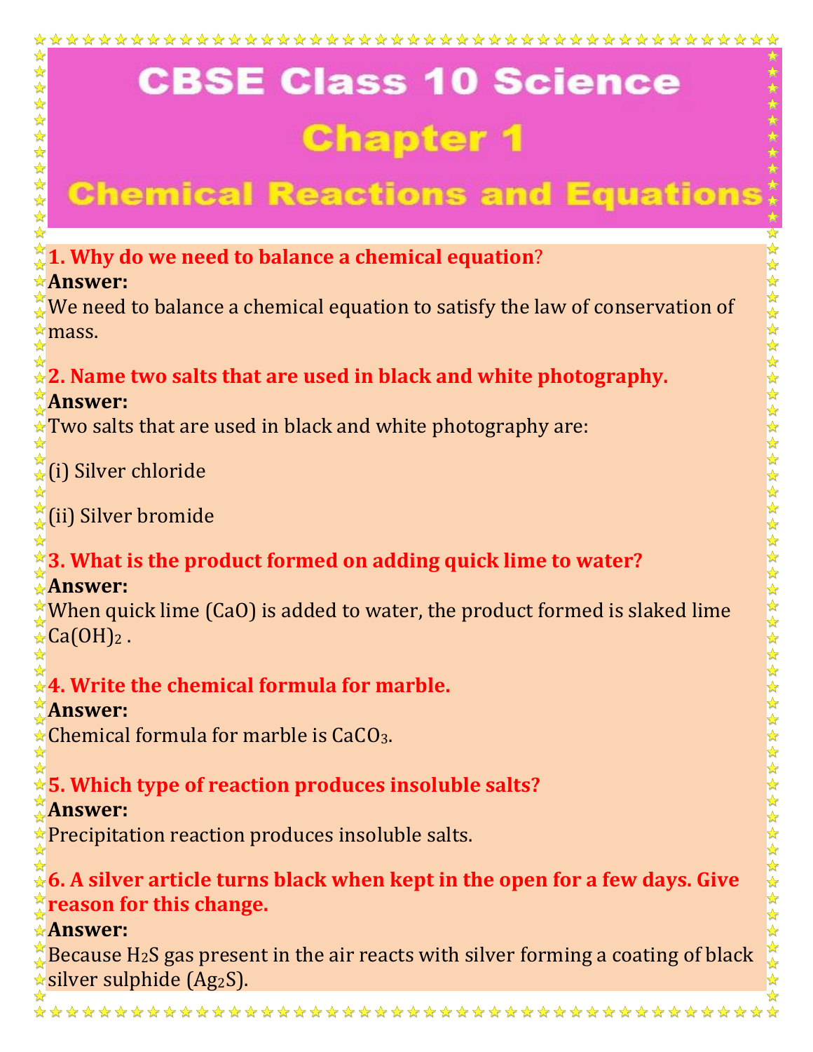# CBSE Class 10 Science

## Chapter 1

## Chemical Reactions and Equations

**1. Why do we need to balance a chemical equation?**

**Answer:**

We need to balance a chemical equation to satisfy the law of conservation of mass.

**2. Name two salts that are used in black and white photography.**

**Answer:**

Two salts that are used in black and white photography are:

(i) Silver chloride

(ii) Silver bromide

**3. What is the product formed on adding quick lime to water?**

**Answer:**

When quick lime ($CaO$) is added to water, the product formed is slaked lime $Ca(OH)_2$ .

**4. Write the chemical formula for marble.**

**Answer:**

Chemical formula for marble is $CaCO_3$.

**5. Which type of reaction produces insoluble salts?**

**Answer:**

Precipitation reaction produces insoluble salts.

**6. A silver article turns black when kept in the open for a few days. Give reason for this change.**

**Answer:**

Because $H_2S$ gas present in the air reacts with silver forming a coating of black silver sulphide ($Ag_2S$).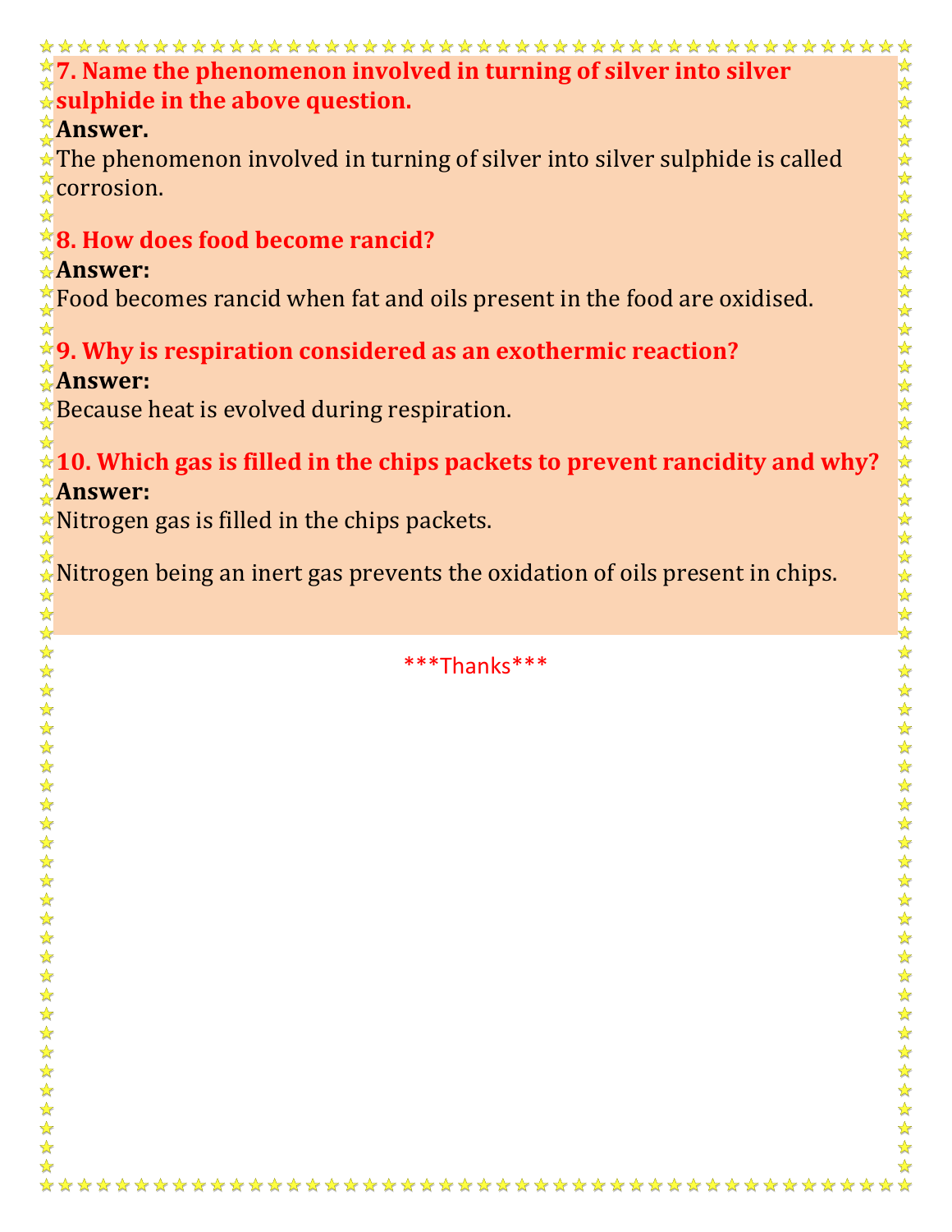**7. Name the phenomenon involved in turning of silver into silver sulphide in the above question.**

**Answer.**

The phenomenon involved in turning of silver into silver sulphide is called corrosion.

**8. How does food become rancid?**

**Answer:**

Food becomes rancid when fat and oils present in the food are oxidised.

**9. Why is respiration considered as an exothermic reaction?**

**Answer:**

Because heat is evolved during respiration.

**10. Which gas is filled in the chips packets to prevent rancidity and why?**

**Answer:**

Nitrogen gas is filled in the chips packets.

Nitrogen being an inert gas prevents the oxidation of oils present in chips.

***Thanks***